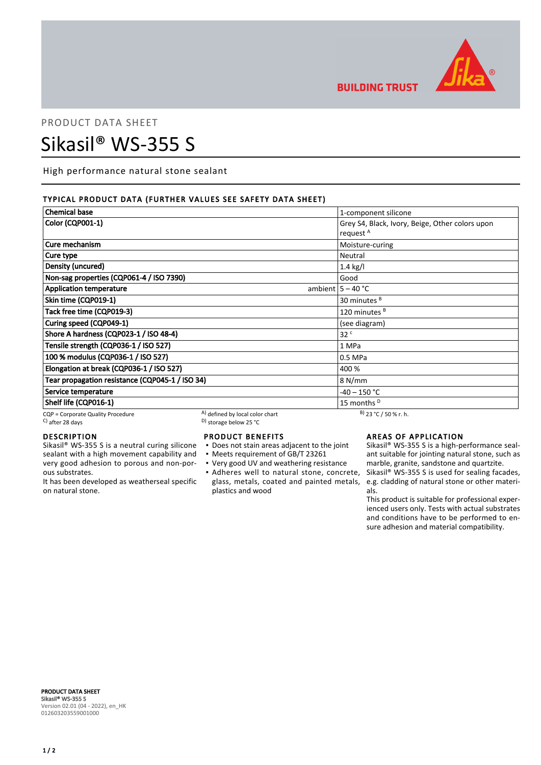PRODUCT DATA SHEET

# Sikasil® WS-355 S

High performance natural stone sealant

## TYPICAL PRODUCT DATA (FURTHER VALUES SEE SAFETY DATA SHEET)

| Property | | Value |
|---|---|---|
| **Chemical base** | | 1-component silicone |
| **Color (CQP001-1)** | | Grey S4, Black, Ivory, Beige, Other colors upon request [A] |
| **Cure mechanism** | | Moisture-curing |
| **Cure type** | | Neutral |
| **Density (uncured)** | | 1.4 kg/l |
| **Non-sag properties (CQP061-4 / ISO 7390)** | | Good |
| **Application temperature** | ambient | 5 – 40 °C |
| **Skin time (CQP019-1)** | | 30 minutes [B] |
| **Tack free time (CQP019-3)** | | 120 minutes [B] |
| **Curing speed (CQP049-1)** | | (see diagram) |
| **Shore A hardness (CQP023-1 / ISO 48-4)** | | 32 [C] |
| **Tensile strength (CQP036-1 / ISO 527)** | | 1 MPa |
| **100 % modulus (CQP036-1 / ISO 527)** | | 0.5 MPa |
| **Elongation at break (CQP036-1 / ISO 527)** | | 400 % |
| **Tear propagation resistance (CQP045-1 / ISO 34)** | | 8 N/mm |
| **Service temperature** | | -40 – 150 °C |
| **Shelf life (CQP016-1)** | | 15 months [D] |

CQP = Corporate Quality Procedure
[A] defined by local color chart
[B] 23 °C / 50 % r. h.
[C] after 28 days
[D] storage below 25 °C

## DESCRIPTION

Sikasil® WS-355 S is a neutral curing silicone sealant with a high movement capability and very good adhesion to porous and non-porous substrates.

It has been developed as weatherseal specific on natural stone.

## PRODUCT BENEFITS

- Does not stain areas adjacent to the joint
- Meets requirement of GB/T 23261
- Very good UV and weathering resistance
- Adheres well to natural stone, concrete, glass, metals, coated and painted metals, plastics and wood

## AREAS OF APPLICATION

Sikasil® WS-355 S is a high-performance sealant suitable for jointing natural stone, such as marble, granite, sandstone and quartzite.
Sikasil® WS-355 S is used for sealing facades, e.g. cladding of natural stone or other materials.

This product is suitable for professional experienced users only. Tests with actual substrates and conditions have to be performed to ensure adhesion and material compatibility.

**PRODUCT DATA SHEET**
**Sikasil® WS-355 S**
Version 02.01 (04 - 2022), en_HK
012603203559001000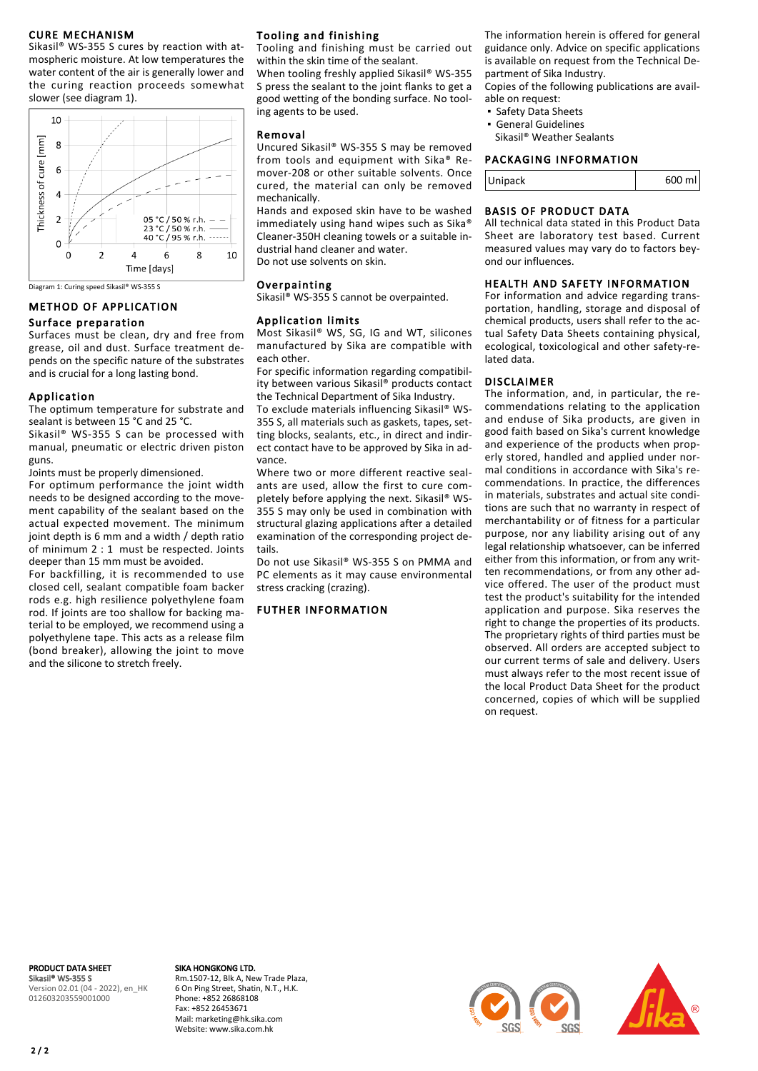## CURE MECHANISM

Sikasil® WS-355 S cures by reaction with atmospheric moisture. At low temperatures the water content of the air is generally lower and the curing reaction proceeds somewhat slower (see diagram 1).

Thickness of cure [mm]

10
8
6
4
2
0

0 2 4 6 8 10

Time [days]

05 °C / 50 % r.h.
23 °C / 50 % r.h.
40 °C / 95 % r.h.

Diagram 1: Curing speed Sikasil® WS-355 S

## METHOD OF APPLICATION

### Surface preparation

Surfaces must be clean, dry and free from grease, oil and dust. Surface treatment depends on the specific nature of the substrates and is crucial for a long lasting bond.

### Application

The optimum temperature for substrate and sealant is between 15 °C and 25 °C.

Sikasil® WS-355 S can be processed with manual, pneumatic or electric driven piston guns.

Joints must be properly dimensioned.

For optimum performance the joint width needs to be designed according to the movement capability of the sealant based on the actual expected movement. The minimum joint depth is 6 mm and a width / depth ratio of minimum 2 : 1 must be respected. Joints deeper than 15 mm must be avoided.

For backfilling, it is recommended to use closed cell, sealant compatible foam backer rods e.g. high resilience polyethylene foam rod. If joints are too shallow for backing material to be employed, we recommend using a polyethylene tape. This acts as a release film (bond breaker), allowing the joint to move and the silicone to stretch freely.

### Tooling and finishing

Tooling and finishing must be carried out within the skin time of the sealant.

When tooling freshly applied Sikasil® WS-355 S press the sealant to the joint flanks to get a good wetting of the bonding surface. No tooling agents to be used.

### Removal

Uncured Sikasil® WS-355 S may be removed from tools and equipment with Sika® Remover-208 or other suitable solvents. Once cured, the material can only be removed mechanically.

Hands and exposed skin have to be washed immediately using hand wipes such as Sika® Cleaner-350H cleaning towels or a suitable industrial hand cleaner and water.

Do not use solvents on skin.

### Overpainting

Sikasil® WS-355 S cannot be overpainted.

### Application limits

Most Sikasil® WS, SG, IG and WT, silicones manufactured by Sika are compatible with each other.

For specific information regarding compatibility between various Sikasil® products contact the Technical Department of Sika Industry.

To exclude materials influencing Sikasil® WS-355 S, all materials such as gaskets, tapes, setting blocks, sealants, etc., in direct and indirect contact have to be approved by Sika in advance.

Where two or more different reactive sealants are used, allow the first to cure completely before applying the next. Sikasil® WS-355 S may only be used in combination with structural glazing applications after a detailed examination of the corresponding project details.

Do not use Sikasil® WS-355 S on PMMA and PC elements as it may cause environmental stress cracking (crazing).

## FUTHER INFORMATION

The information herein is offered for general guidance only. Advice on specific applications is available on request from the Technical Department of Sika Industry.

Copies of the following publications are available on request:

- Safety Data Sheets
- General Guidelines
  Sikasil® Weather Sealants

## PACKAGING INFORMATION

| | |
|---|---|
| Unipack | 600 ml |

## BASIS OF PRODUCT DATA

All technical data stated in this Product Data Sheet are laboratory test based. Current measured values may vary do to factors beyond our influences.

## HEALTH AND SAFETY INFORMATION

For information and advice regarding transportation, handling, storage and disposal of chemical products, users shall refer to the actual Safety Data Sheets containing physical, ecological, toxicological and other safety-related data.

## DISCLAIMER

The information, and, in particular, the recommendations relating to the application and enduse of Sika products, are given in good faith based on Sika's current knowledge and experience of the products when properly stored, handled and applied under normal conditions in accordance with Sika's recommendations. In practice, the differences in materials, substrates and actual site conditions are such that no warranty in respect of merchantability or of fitness for a particular purpose, nor any liability arising out of any legal relationship whatsoever, can be inferred either from this information, or from any written recommendations, or from any other advice offered. The user of the product must test the product's suitability for the intended application and purpose. Sika reserves the right to change the properties of its products. The proprietary rights of third parties must be observed. All orders are accepted subject to our current terms of sale and delivery. Users must always refer to the most recent issue of the local Product Data Sheet for the product concerned, copies of which will be supplied on request.

**PRODUCT DATA SHEET**
**Sikasil® WS-355 S**
Version 02.01 (04 - 2022), en_HK
012603203559001000

**SIKA HONGKONG LTD.**
Rm.1507-12, Blk A, New Trade Plaza,
6 On Ping Street, Shatin, N.T., H.K.
Phone: +852 26868108
Fax: +852 26453671
Mail: marketing@hk.sika.com
Website: www.sika.com.hk